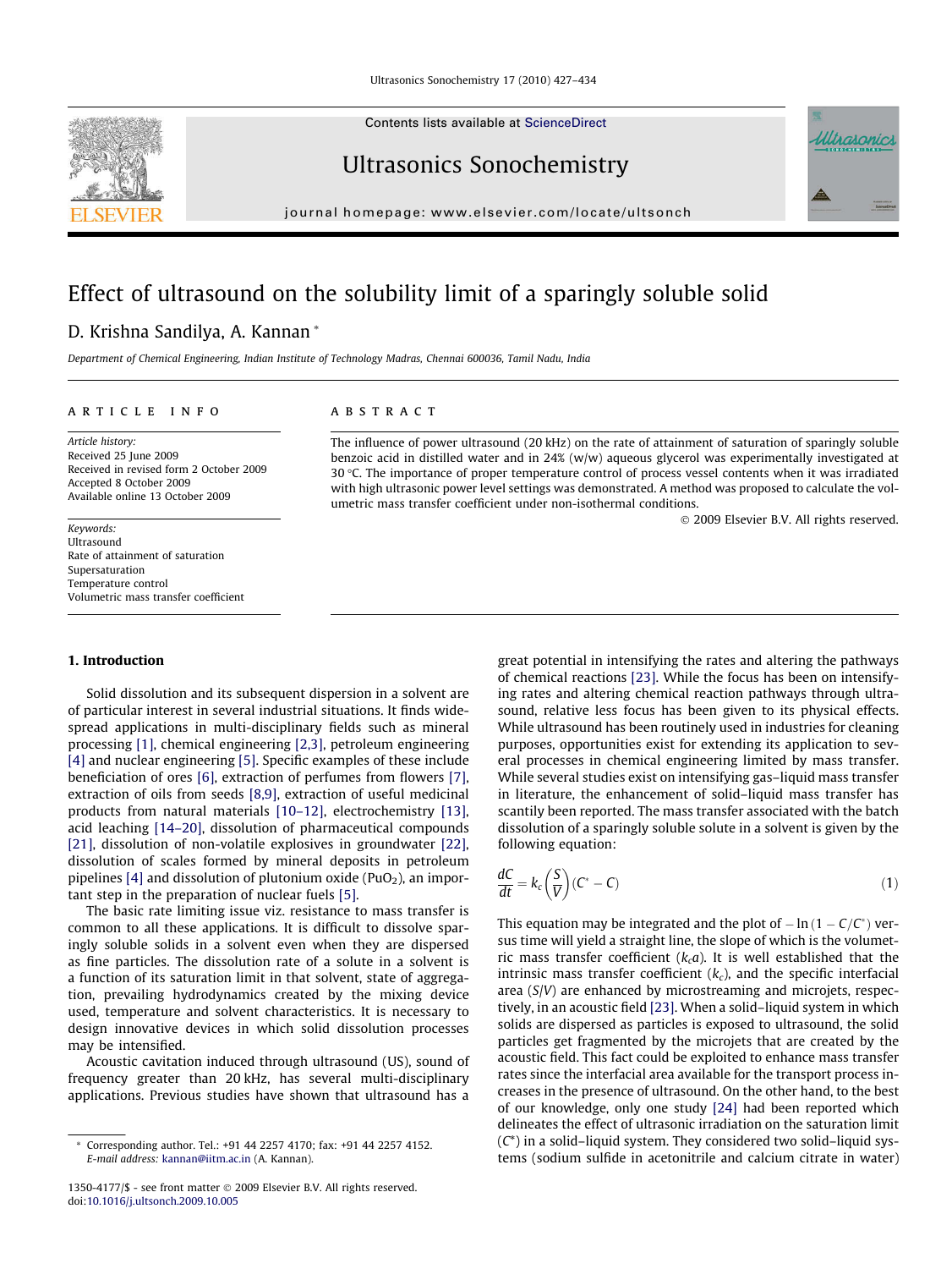Contents lists available at ScienceDirect

# Ultrasonics Sonochemistry

journal homepage: www.elsevier.com/locate/ultsonch

# Effect of ultrasound on the solubility limit of a sparingly soluble solid

D. Krishna Sandilya, A. Kannan *

Department of Chemical Engineering, Indian Institute of Technology Madras, Chennai 600036, Tamil Nadu, India

## ARTICLE INFO

*Article history:*
Received 25 June 2009
Received in revised form 2 October 2009
Accepted 8 October 2009
Available online 13 October 2009

*Keywords:*
Ultrasound
Rate of attainment of saturation
Supersaturation
Temperature control
Volumetric mass transfer coefficient

## ABSTRACT

The influence of power ultrasound (20 kHz) on the rate of attainment of saturation of sparingly soluble benzoic acid in distilled water and in 24% (w/w) aqueous glycerol was experimentally investigated at 30 °C. The importance of proper temperature control of process vessel contents when it was irradiated with high ultrasonic power level settings was demonstrated. A method was proposed to calculate the volumetric mass transfer coefficient under non-isothermal conditions.

© 2009 Elsevier B.V. All rights reserved.

## 1. Introduction

Solid dissolution and its subsequent dispersion in a solvent are of particular interest in several industrial situations. It finds widespread applications in multi-disciplinary fields such as mineral processing [1], chemical engineering [2,3], petroleum engineering [4] and nuclear engineering [5]. Specific examples of these include beneficiation of ores [6], extraction of perfumes from flowers [7], extraction of oils from seeds [8,9], extraction of useful medicinal products from natural materials [10–12], electrochemistry [13], acid leaching [14–20], dissolution of pharmaceutical compounds [21], dissolution of non-volatile explosives in groundwater [22], dissolution of scales formed by mineral deposits in petroleum pipelines [4] and dissolution of plutonium oxide ($PuO_2$), an important step in the preparation of nuclear fuels [5].

The basic rate limiting issue viz. resistance to mass transfer is common to all these applications. It is difficult to dissolve sparingly soluble solids in a solvent even when they are dispersed as fine particles. The dissolution rate of a solute in a solvent is a function of its saturation limit in that solvent, state of aggregation, prevailing hydrodynamics created by the mixing device used, temperature and solvent characteristics. It is necessary to design innovative devices in which solid dissolution processes may be intensified.

Acoustic cavitation induced through ultrasound (US), sound of frequency greater than 20 kHz, has several multi-disciplinary applications. Previous studies have shown that ultrasound has a great potential in intensifying the rates and altering the pathways of chemical reactions [23]. While the focus has been on intensifying rates and altering chemical reaction pathways through ultrasound, relative less focus has been given to its physical effects. While ultrasound has been routinely used in industries for cleaning purposes, opportunities exist for extending its application to several processes in chemical engineering limited by mass transfer. While several studies exist on intensifying gas–liquid mass transfer in literature, the enhancement of solid–liquid mass transfer has scantily been reported. The mass transfer associated with the batch dissolution of a sparingly soluble solute in a solvent is given by the following equation:

$$\frac{dC}{dt} = k_c\left(\frac{S}{V}\right)(C^* - C) \tag{1}$$

This equation may be integrated and the plot of $-\ln(1 - C/C^*)$ versus time will yield a straight line, the slope of which is the volumetric mass transfer coefficient ($k_ca$). It is well established that the intrinsic mass transfer coefficient ($k_c$), and the specific interfacial area ($S/V$) are enhanced by microstreaming and microjets, respectively, in an acoustic field [23]. When a solid–liquid system in which solids are dispersed as particles is exposed to ultrasound, the solid particles get fragmented by the microjets that are created by the acoustic field. This fact could be exploited to enhance mass transfer rates since the interfacial area available for the transport process increases in the presence of ultrasound. On the other hand, to the best of our knowledge, only one study [24] had been reported which delineates the effect of ultrasonic irradiation on the saturation limit ($C^*$) in a solid–liquid system. They considered two solid–liquid systems (sodium sulfide in acetonitrile and calcium citrate in water)

* Corresponding author. Tel.: +91 44 2257 4170; fax: +91 44 2257 4152.
*E-mail address:* kannan@iitm.ac.in (A. Kannan).

1350-4177/$ - see front matter © 2009 Elsevier B.V. All rights reserved.
doi:10.1016/j.ultsonch.2009.10.005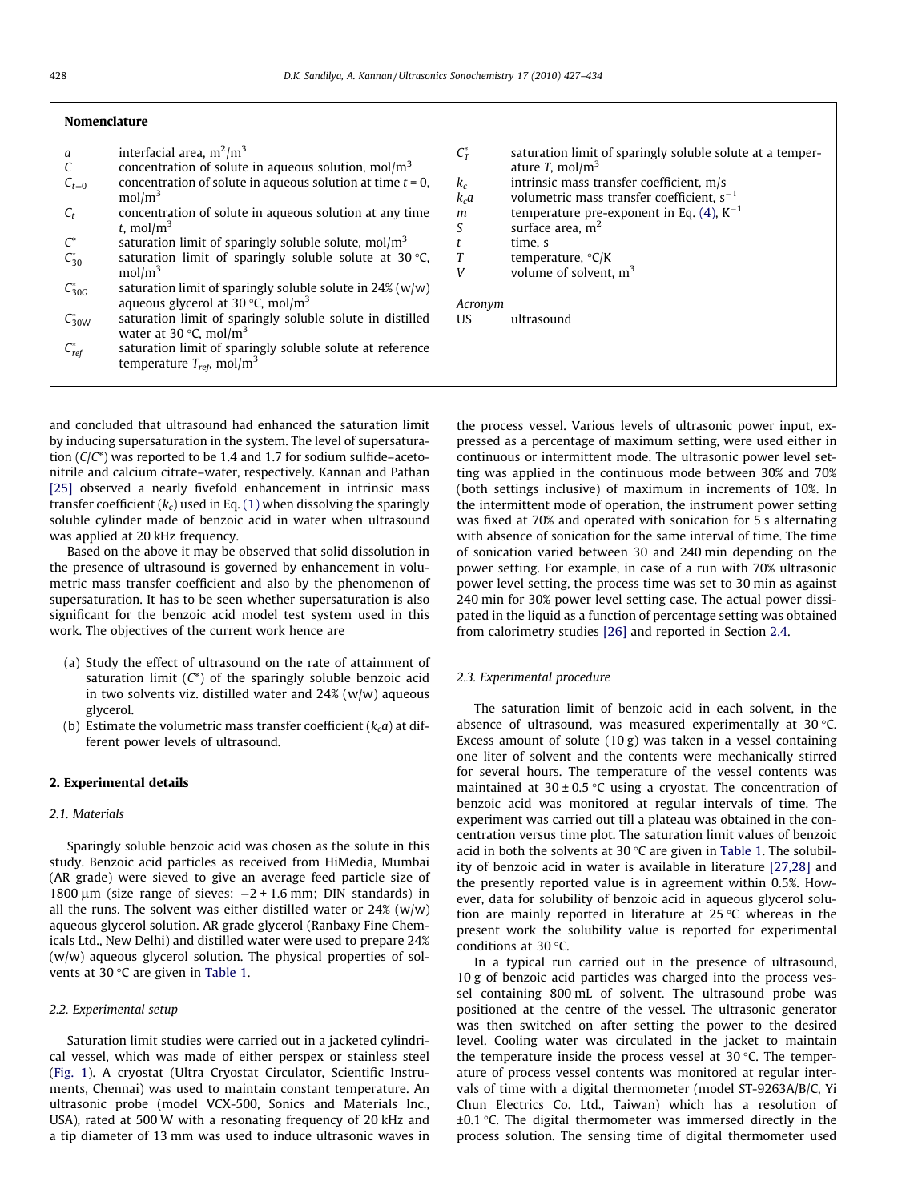## Nomenclature

| | |
|---|---|
| $a$ | interfacial area, $m^2/m^3$ |
| $C$ | concentration of solute in aqueous solution, $mol/m^3$ |
| $C_{t=0}$ | concentration of solute in aqueous solution at time $t = 0$, $mol/m^3$ |
| $C_t$ | concentration of solute in aqueous solution at any time $t$, $mol/m^3$ |
| $C^*$ | saturation limit of sparingly soluble solute, $mol/m^3$ |
| $C^*_{30}$ | saturation limit of sparingly soluble solute at 30 °C, $mol/m^3$ |
| $C^*_{30G}$ | saturation limit of sparingly soluble solute in 24% (w/w) aqueous glycerol at 30 °C, $mol/m^3$ |
| $C^*_{30W}$ | saturation limit of sparingly soluble solute in distilled water at 30 °C, $mol/m^3$ |
| $C^*_{ref}$ | saturation limit of sparingly soluble solute at reference temperature $T_{ref}$, $mol/m^3$ |
| $C^*_T$ | saturation limit of sparingly soluble solute at a temperature $T$, $mol/m^3$ |
| $k_c$ | intrinsic mass transfer coefficient, m/s |
| $k_c a$ | volumetric mass transfer coefficient, $s^{-1}$ |
| $m$ | temperature pre-exponent in Eq. (4), $K^{-1}$ |
| $S$ | surface area, $m^2$ |
| $t$ | time, s |
| $T$ | temperature, °C/K |
| $V$ | volume of solvent, $m^3$ |

*Acronym*

| | |
|---|---|
| US | ultrasound |

and concluded that ultrasound had enhanced the saturation limit by inducing supersaturation in the system. The level of supersaturation ($C/C^*$) was reported to be 1.4 and 1.7 for sodium sulfide–acetonitrile and calcium citrate–water, respectively. Kannan and Pathan [25] observed a nearly fivefold enhancement in intrinsic mass transfer coefficient ($k_c$) used in Eq. (1) when dissolving the sparingly soluble cylinder made of benzoic acid in water when ultrasound was applied at 20 kHz frequency.

Based on the above it may be observed that solid dissolution in the presence of ultrasound is governed by enhancement in volumetric mass transfer coefficient and also by the phenomenon of supersaturation. It has to be seen whether supersaturation is also significant for the benzoic acid model test system used in this work. The objectives of the current work hence are

(a) Study the effect of ultrasound on the rate of attainment of saturation limit ($C^*$) of the sparingly soluble benzoic acid in two solvents viz. distilled water and 24% (w/w) aqueous glycerol.
(b) Estimate the volumetric mass transfer coefficient ($k_c a$) at different power levels of ultrasound.

## 2. Experimental details

### 2.1. Materials

Sparingly soluble benzoic acid was chosen as the solute in this study. Benzoic acid particles as received from HiMedia, Mumbai (AR grade) were sieved to give an average feed particle size of 1800 μm (size range of sieves: −2 + 1.6 mm; DIN standards) in all the runs. The solvent was either distilled water or 24% (w/w) aqueous glycerol solution. AR grade glycerol (Ranbaxy Fine Chemicals Ltd., New Delhi) and distilled water were used to prepare 24% (w/w) aqueous glycerol solution. The physical properties of solvents at 30 °C are given in Table 1.

### 2.2. Experimental setup

Saturation limit studies were carried out in a jacketed cylindrical vessel, which was made of either perspex or stainless steel (Fig. 1). A cryostat (Ultra Cryostat Circulator, Scientific Instruments, Chennai) was used to maintain constant temperature. An ultrasonic probe (model VCX-500, Sonics and Materials Inc., USA), rated at 500 W with a resonating frequency of 20 kHz and a tip diameter of 13 mm was used to induce ultrasonic waves in the process vessel. Various levels of ultrasonic power input, expressed as a percentage of maximum setting, were used either in continuous or intermittent mode. The ultrasonic power level setting was applied in the continuous mode between 30% and 70% (both settings inclusive) of maximum in increments of 10%. In the intermittent mode of operation, the instrument power setting was fixed at 70% and operated with sonication for 5 s alternating with absence of sonication for the same interval of time. The time of sonication varied between 30 and 240 min depending on the power setting. For example, in case of a run with 70% ultrasonic power level setting, the process time was set to 30 min as against 240 min for 30% power level setting case. The actual power dissipated in the liquid as a function of percentage setting was obtained from calorimetry studies [26] and reported in Section 2.4.

### 2.3. Experimental procedure

The saturation limit of benzoic acid in each solvent, in the absence of ultrasound, was measured experimentally at 30 °C. Excess amount of solute (10 g) was taken in a vessel containing one liter of solvent and the contents were mechanically stirred for several hours. The temperature of the vessel contents was maintained at 30 ± 0.5 °C using a cryostat. The concentration of benzoic acid was monitored at regular intervals of time. The experiment was carried out till a plateau was obtained in the concentration versus time plot. The saturation limit values of benzoic acid in both the solvents at 30 °C are given in Table 1. The solubility of benzoic acid in water is available in literature [27,28] and the presently reported value is in agreement within 0.5%. However, data for solubility of benzoic acid in aqueous glycerol solution are mainly reported in literature at 25 °C whereas in the present work the solubility value is reported for experimental conditions at 30 °C.

In a typical run carried out in the presence of ultrasound, 10 g of benzoic acid particles was charged into the process vessel containing 800 mL of solvent. The ultrasound probe was positioned at the centre of the vessel. The ultrasonic generator was then switched on after setting the power to the desired level. Cooling water was circulated in the jacket to maintain the temperature inside the process vessel at 30 °C. The temperature of process vessel contents was monitored at regular intervals of time with a digital thermometer (model ST-9263A/B/C, Yi Chun Electrics Co. Ltd., Taiwan) which has a resolution of ±0.1 °C. The digital thermometer was immersed directly in the process solution. The sensing time of digital thermometer used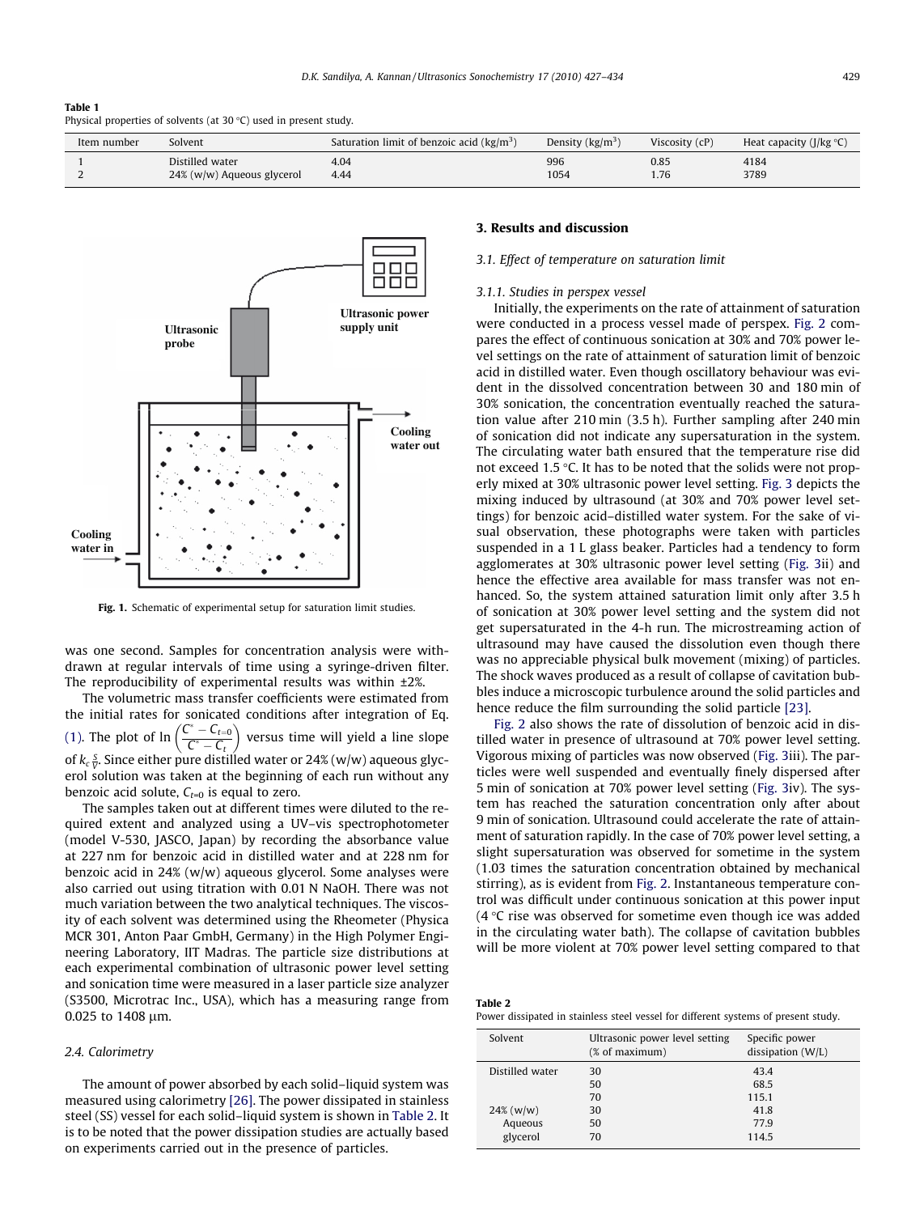Table 1
Physical properties of solvents (at 30 °C) used in present study.

| Item number | Solvent | Saturation limit of benzoic acid (kg/m$^3$) | Density (kg/m$^3$) | Viscosity (cP) | Heat capacity (J/kg °C) |
|---|---|---|---|---|---|
| 1 | Distilled water | 4.04 | 996 | 0.85 | 4184 |
| 2 | 24% (w/w) Aqueous glycerol | 4.44 | 1054 | 1.76 | 3789 |

Fig. 1. Schematic of experimental setup for saturation limit studies.

was one second. Samples for concentration analysis were withdrawn at regular intervals of time using a syringe-driven filter. The reproducibility of experimental results was within ±2%.

The volumetric mass transfer coefficients were estimated from the initial rates for sonicated conditions after integration of Eq. (1). The plot of $\ln\left(\frac{C^* - C_{t=0}}{C^* - C_t}\right)$ versus time will yield a line slope of $k_c \frac{S}{V}$. Since either pure distilled water or 24% (w/w) aqueous glycerol solution was taken at the beginning of each run without any benzoic acid solute, $C_{t=0}$ is equal to zero.

The samples taken out at different times were diluted to the required extent and analyzed using a UV–vis spectrophotometer (model V-530, JASCO, Japan) by recording the absorbance value at 227 nm for benzoic acid in distilled water and at 228 nm for benzoic acid in 24% (w/w) aqueous glycerol. Some analyses were also carried out using titration with 0.01 N NaOH. There was not much variation between the two analytical techniques. The viscosity of each solvent was determined using the Rheometer (Physica MCR 301, Anton Paar GmbH, Germany) in the High Polymer Engineering Laboratory, IIT Madras. The particle size distributions at each experimental combination of ultrasonic power level setting and sonication time were measured in a laser particle size analyzer (S3500, Microtrac Inc., USA), which has a measuring range from 0.025 to 1408 μm.

### 2.4. Calorimetry

The amount of power absorbed by each solid–liquid system was measured using calorimetry [26]. The power dissipated in stainless steel (SS) vessel for each solid–liquid system is shown in Table 2. It is to be noted that the power dissipation studies are actually based on experiments carried out in the presence of particles.

## 3. Results and discussion

### 3.1. Effect of temperature on saturation limit

#### 3.1.1. Studies in perspex vessel

Initially, the experiments on the rate of attainment of saturation were conducted in a process vessel made of perspex. Fig. 2 compares the effect of continuous sonication at 30% and 70% power level settings on the rate of attainment of saturation limit of benzoic acid in distilled water. Even though oscillatory behaviour was evident in the dissolved concentration between 30 and 180 min of 30% sonication, the concentration eventually reached the saturation value after 210 min (3.5 h). Further sampling after 240 min of sonication did not indicate any supersaturation in the system. The circulating water bath ensured that the temperature rise did not exceed 1.5 °C. It has to be noted that the solids were not properly mixed at 30% ultrasonic power level setting. Fig. 3 depicts the mixing induced by ultrasound (at 30% and 70% power level settings) for benzoic acid–distilled water system. For the sake of visual observation, these photographs were taken with particles suspended in a 1 L glass beaker. Particles had a tendency to form agglomerates at 30% ultrasonic power level setting (Fig. 3ii) and hence the effective area available for mass transfer was not enhanced. So, the system attained saturation limit only after 3.5 h of sonication at 30% power level setting and the system did not get supersaturated in the 4-h run. The microstreaming action of ultrasound may have caused the dissolution even though there was no appreciable physical bulk movement (mixing) of particles. The shock waves produced as a result of collapse of cavitation bubbles induce a microscopic turbulence around the solid particles and hence reduce the film surrounding the solid particle [23].

Fig. 2 also shows the rate of dissolution of benzoic acid in distilled water in presence of ultrasound at 70% power level setting. Vigorous mixing of particles was now observed (Fig. 3iii). The particles were well suspended and eventually finely dispersed after 5 min of sonication at 70% power level setting (Fig. 3iv). The system has reached the saturation concentration only after about 9 min of sonication. Ultrasound could accelerate the rate of attainment of saturation rapidly. In the case of 70% power level setting, a slight supersaturation was observed for sometime in the system (1.03 times the saturation concentration obtained by mechanical stirring), as is evident from Fig. 2. Instantaneous temperature control was difficult under continuous sonication at this power input (4 °C rise was observed for sometime even though ice was added in the circulating water bath). The collapse of cavitation bubbles will be more violent at 70% power level setting compared to that

Table 2
Power dissipated in stainless steel vessel for different systems of present study.

| Solvent | Ultrasonic power level setting (% of maximum) | Specific power dissipation (W/L) |
|---|---|---|
| Distilled water | 30 | 43.4 |
| | 50 | 68.5 |
| | 70 | 115.1 |
| 24% (w/w) Aqueous glycerol | 30 | 41.8 |
| | 50 | 77.9 |
| | 70 | 114.5 |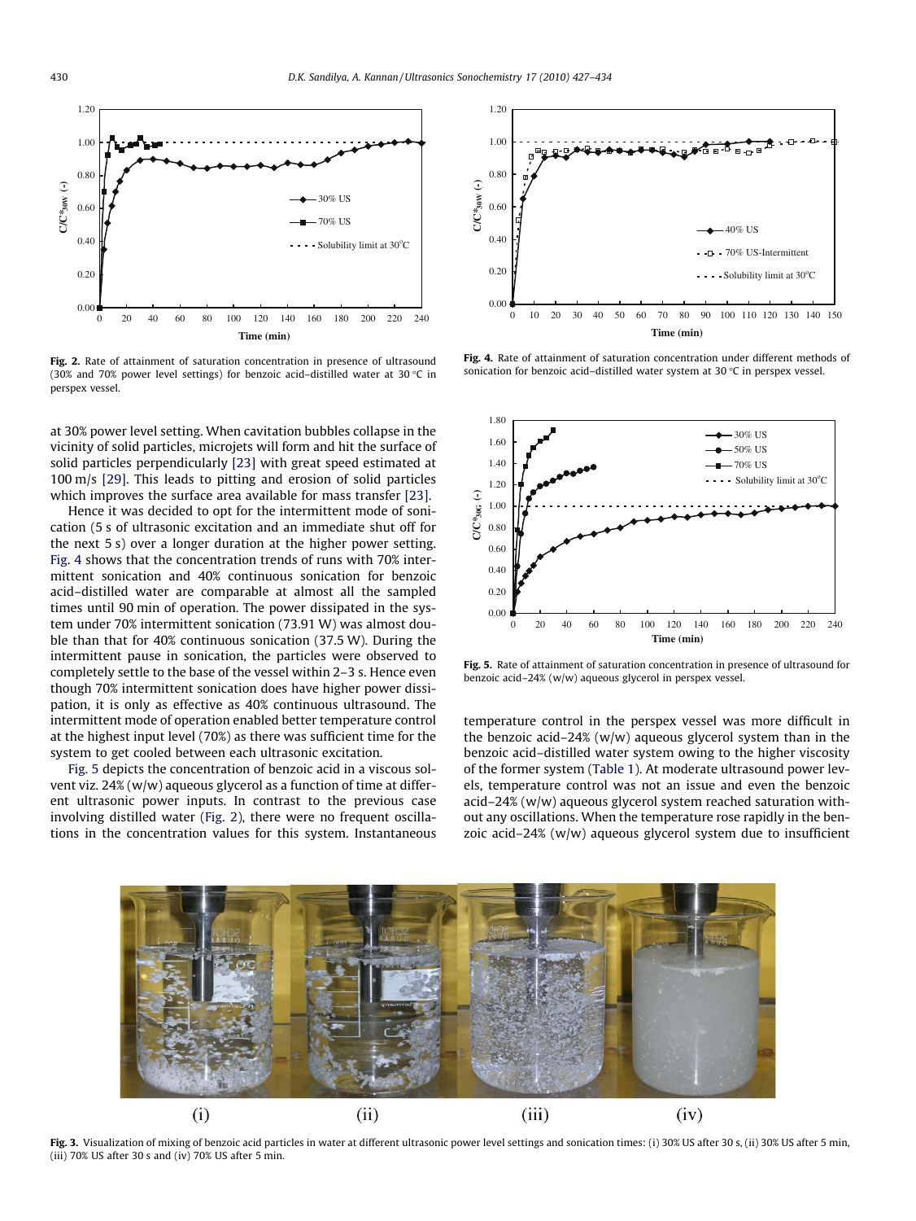Fig. 2. Rate of attainment of saturation concentration in presence of ultrasound (30% and 70% power level settings) for benzoic acid–distilled water at 30 °C in perspex vessel.

Fig. 4. Rate of attainment of saturation concentration under different methods of sonication for benzoic acid–distilled water system at 30 °C in perspex vessel.

at 30% power level setting. When cavitation bubbles collapse in the vicinity of solid particles, microjets will form and hit the surface of solid particles perpendicularly [23] with great speed estimated at 100 m/s [29]. This leads to pitting and erosion of solid particles which improves the surface area available for mass transfer [23].

Hence it was decided to opt for the intermittent mode of sonication (5 s of ultrasonic excitation and an immediate shut off for the next 5 s) over a longer duration at the higher power setting. Fig. 4 shows that the concentration trends of runs with 70% intermittent sonication and 40% continuous sonication for benzoic acid–distilled water are comparable at almost all the sampled times until 90 min of operation. The power dissipated in the system under 70% intermittent sonication (73.91 W) was almost double than that for 40% continuous sonication (37.5 W). During the intermittent pause in sonication, the particles were observed to completely settle to the base of the vessel within 2–3 s. Hence even though 70% intermittent sonication does have higher power dissipation, it is only as effective as 40% continuous ultrasound. The intermittent mode of operation enabled better temperature control at the highest input level (70%) as there was sufficient time for the system to get cooled between each ultrasonic excitation.

Fig. 5 depicts the concentration of benzoic acid in a viscous solvent viz. 24% (w/w) aqueous glycerol as a function of time at different ultrasonic power inputs. In contrast to the previous case involving distilled water (Fig. 2), there were no frequent oscillations in the concentration values for this system. Instantaneous temperature control in the perspex vessel was more difficult in the benzoic acid–24% (w/w) aqueous glycerol system than in the benzoic acid–distilled water system owing to the higher viscosity of the former system (Table 1). At moderate ultrasound power levels, temperature control was not an issue and even the benzoic acid–24% (w/w) aqueous glycerol system reached saturation without any oscillations. When the temperature rose rapidly in the benzoic acid–24% (w/w) aqueous glycerol system due to insufficient

Fig. 5. Rate of attainment of saturation concentration in presence of ultrasound for benzoic acid–24% (w/w) aqueous glycerol in perspex vessel.

Fig. 3. Visualization of mixing of benzoic acid particles in water at different ultrasonic power level settings and sonication times: (i) 30% US after 30 s, (ii) 30% US after 5 min, (iii) 70% US after 30 s and (iv) 70% US after 5 min.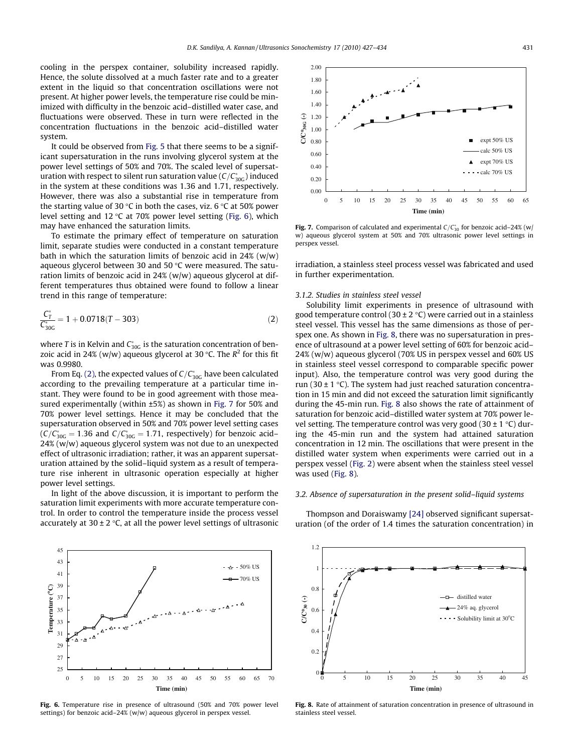cooling in the perspex container, solubility increased rapidly. Hence, the solute dissolved at a much faster rate and to a greater extent in the liquid so that concentration oscillations were not present. At higher power levels, the temperature rise could be minimized with difficulty in the benzoic acid–distilled water case, and fluctuations were observed. These in turn were reflected in the concentration fluctuations in the benzoic acid–distilled water system.

It could be observed from Fig. 5 that there seems to be a significant supersaturation in the runs involving glycerol system at the power level settings of 50% and 70%. The scaled level of supersaturation with respect to silent run saturation value ($C/C^*_{30G}$) induced in the system at these conditions was 1.36 and 1.71, respectively. However, there was also a substantial rise in temperature from the starting value of 30 °C in both the cases, viz. 6 °C at 50% power level setting and 12 °C at 70% power level setting (Fig. 6), which may have enhanced the saturation limits.

To estimate the primary effect of temperature on saturation limit, separate studies were conducted in a constant temperature bath in which the saturation limits of benzoic acid in 24% (w/w) aqueous glycerol between 30 and 50 °C were measured. The saturation limits of benzoic acid in 24% (w/w) aqueous glycerol at different temperatures thus obtained were found to follow a linear trend in this range of temperature:

$$\frac{C^*_T}{C^*_{30G}} = 1 + 0.0718(T - 303) \tag{2}$$

where $T$ is in Kelvin and $C^*_{30G}$ is the saturation concentration of benzoic acid in 24% (w/w) aqueous glycerol at 30 °C. The $R^2$ for this fit was 0.9980.

From Eq. (2), the expected values of $C/C^*_{30G}$ have been calculated according to the prevailing temperature at a particular time instant. They were found to be in good agreement with those measured experimentally (within ±5%) as shown in Fig. 7 for 50% and 70% power level settings. Hence it may be concluded that the supersaturation observed in 50% and 70% power level setting cases ($C/C^*_{30G} = 1.36$ and $C/C^*_{30G} = 1.71$, respectively) for benzoic acid–24% (w/w) aqueous glycerol system was not due to an unexpected effect of ultrasonic irradiation; rather, it was an apparent supersaturation attained by the solid–liquid system as a result of temperature rise inherent in ultrasonic operation especially at higher power level settings.

In light of the above discussion, it is important to perform the saturation limit experiments with more accurate temperature control. In order to control the temperature inside the process vessel accurately at 30 ± 2 °C, at all the power level settings of ultrasonic irradiation, a stainless steel process vessel was fabricated and used in further experimentation.

**Fig. 6.** Temperature rise in presence of ultrasound (50% and 70% power level settings) for benzoic acid–24% (w/w) aqueous glycerol in perspex vessel.

**Fig. 7.** Comparison of calculated and experimental $C/C^*_{30}$ for benzoic acid–24% (w/w) aqueous glycerol system at 50% and 70% ultrasonic power level settings in perspex vessel.

### 3.1.2. Studies in stainless steel vessel

Solubility limit experiments in presence of ultrasound with good temperature control (30 ± 2 °C) were carried out in a stainless steel vessel. This vessel has the same dimensions as those of perspex one. As shown in Fig. 8, there was no supersaturation in presence of ultrasound at a power level setting of 60% for benzoic acid–24% (w/w) aqueous glycerol (70% US in perspex vessel and 60% US in stainless steel vessel correspond to comparable specific power input). Also, the temperature control was very good during the run (30 ± 1 °C). The system had just reached saturation concentration in 15 min and did not exceed the saturation limit significantly during the 45-min run. Fig. 8 also shows the rate of attainment of saturation for benzoic acid–distilled water system at 70% power level setting. The temperature control was very good (30 ± 1 °C) during the 45-min run and the system had attained saturation concentration in 12 min. The oscillations that were present in the distilled water system when experiments were carried out in a perspex vessel (Fig. 2) were absent when the stainless steel vessel was used (Fig. 8).

## 3.2. Absence of supersaturation in the present solid–liquid systems

Thompson and Doraiswamy [24] observed significant supersaturation (of the order of 1.4 times the saturation concentration) in

**Fig. 8.** Rate of attainment of saturation concentration in presence of ultrasound in stainless steel vessel.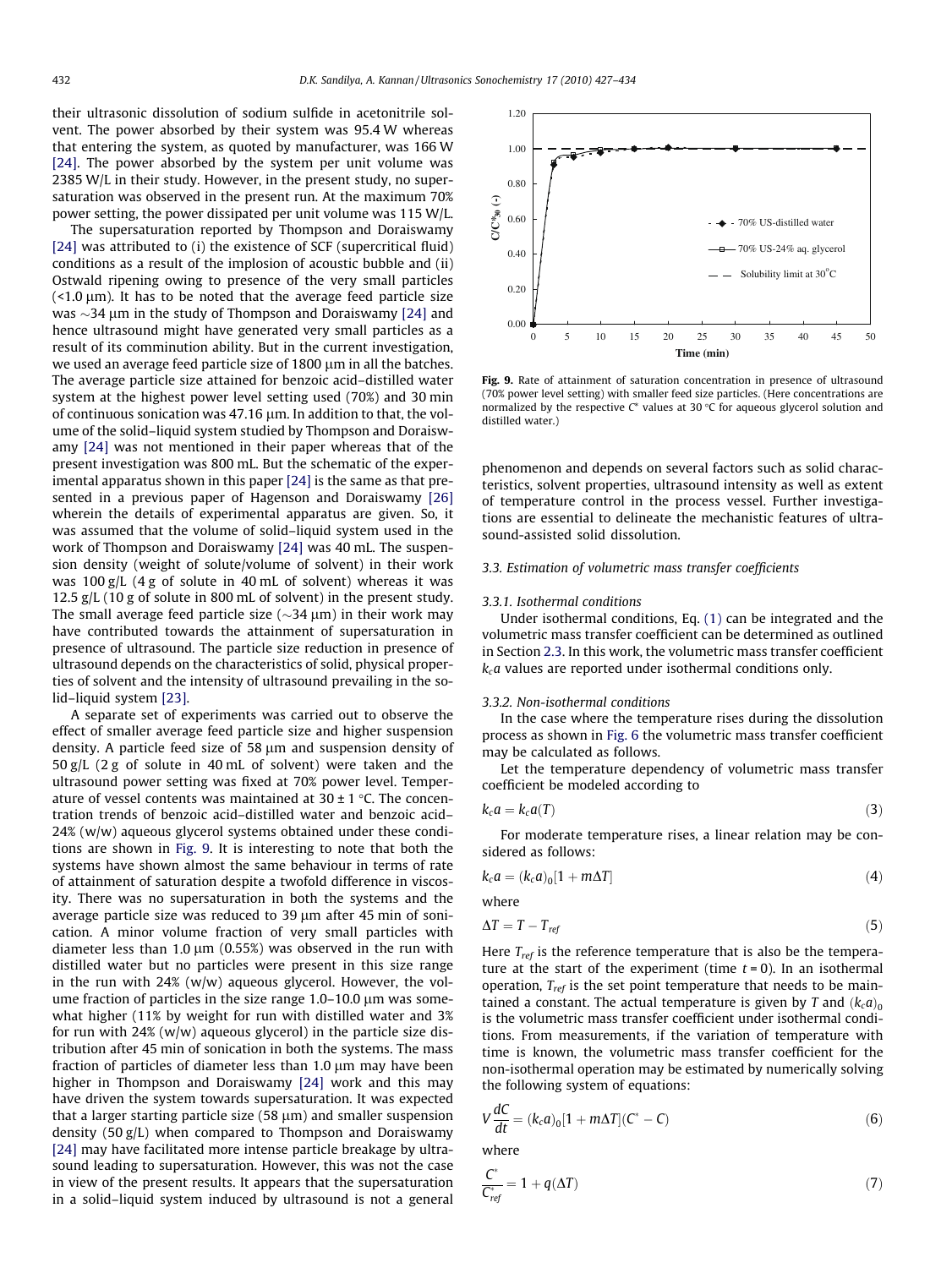their ultrasonic dissolution of sodium sulfide in acetonitrile solvent. The power absorbed by their system was 95.4 W whereas that entering the system, as quoted by manufacturer, was 166 W [24]. The power absorbed by the system per unit volume was 2385 W/L in their study. However, in the present study, no supersaturation was observed in the present run. At the maximum 70% power setting, the power dissipated per unit volume was 115 W/L.

The supersaturation reported by Thompson and Doraiswamy [24] was attributed to (i) the existence of SCF (supercritical fluid) conditions as a result of the implosion of acoustic bubble and (ii) Ostwald ripening owing to presence of the very small particles (<1.0 μm). It has to be noted that the average feed particle size was ~34 μm in the study of Thompson and Doraiswamy [24] and hence ultrasound might have generated very small particles as a result of its comminution ability. But in the current investigation, we used an average feed particle size of 1800 μm in all the batches. The average particle size attained for benzoic acid–distilled water system at the highest power level setting used (70%) and 30 min of continuous sonication was 47.16 μm. In addition to that, the volume of the solid–liquid system studied by Thompson and Doraiswamy [24] was not mentioned in their paper whereas that of the present investigation was 800 mL. But the schematic of the experimental apparatus shown in this paper [24] is the same as that presented in a previous paper of Hagenson and Doraiswamy [26] wherein the details of experimental apparatus are given. So, it was assumed that the volume of solid–liquid system used in the work of Thompson and Doraiswamy [24] was 40 mL. The suspension density (weight of solute/volume of solvent) in their work was 100 g/L (4 g of solute in 40 mL of solvent) whereas it was 12.5 g/L (10 g of solute in 800 mL of solvent) in the present study. The small average feed particle size (~34 μm) in their work may have contributed towards the attainment of supersaturation in presence of ultrasound. The particle size reduction in presence of ultrasound depends on the characteristics of solid, physical properties of solvent and the intensity of ultrasound prevailing in the solid–liquid system [23].

A separate set of experiments was carried out to observe the effect of smaller average feed particle size and higher suspension density. A particle feed size of 58 μm and suspension density of 50 g/L (2 g of solute in 40 mL of solvent) were taken and the ultrasound power setting was fixed at 70% power level. Temperature of vessel contents was maintained at 30 ± 1 °C. The concentration trends of benzoic acid–distilled water and benzoic acid–24% (w/w) aqueous glycerol systems obtained under these conditions are shown in Fig. 9. It is interesting to note that both the systems have shown almost the same behaviour in terms of rate of attainment of saturation despite a twofold difference in viscosity. There was no supersaturation in both the systems and the average particle size was reduced to 39 μm after 45 min of sonication. A minor volume fraction of very small particles with diameter less than 1.0 μm (0.55%) was observed in the run with distilled water but no particles were present in this size range in the run with 24% (w/w) aqueous glycerol. However, the volume fraction of particles in the size range 1.0–10.0 μm was somewhat higher (11% by weight for run with distilled water and 3% for run with 24% (w/w) aqueous glycerol) in the particle size distribution after 45 min of sonication in both the systems. The mass fraction of particles of diameter less than 1.0 μm may have been higher in Thompson and Doraiswamy [24] work and this may have driven the system towards supersaturation. It was expected that a larger starting particle size (58 μm) and smaller suspension density (50 g/L) when compared to Thompson and Doraiswamy [24] may have facilitated more intense particle breakage by ultrasound leading to supersaturation. However, this was not the case in view of the present results. It appears that the supersaturation in a solid–liquid system induced by ultrasound is not a general phenomenon and depends on several factors such as solid characteristics, solvent properties, ultrasound intensity as well as extent of temperature control in the process vessel. Further investigations are essential to delineate the mechanistic features of ultrasound-assisted solid dissolution.

**Fig. 9.** Rate of attainment of saturation concentration in presence of ultrasound (70% power level setting) with smaller feed size particles. (Here concentrations are normalized by the respective $C^*$ values at 30 °C for aqueous glycerol solution and distilled water.)

### 3.3. Estimation of volumetric mass transfer coefficients

#### 3.3.1. Isothermal conditions

Under isothermal conditions, Eq. (1) can be integrated and the volumetric mass transfer coefficient can be determined as outlined in Section 2.3. In this work, the volumetric mass transfer coefficient $k_c a$ values are reported under isothermal conditions only.

#### 3.3.2. Non-isothermal conditions

In the case where the temperature rises during the dissolution process as shown in Fig. 6 the volumetric mass transfer coefficient may be calculated as follows.

Let the temperature dependency of volumetric mass transfer coefficient be modeled according to

$$k_c a = k_c a(T) \tag{3}$$

For moderate temperature rises, a linear relation may be considered as follows:

$$k_c a = (k_c a)_0[1 + m\Delta T] \tag{4}$$

where

$$\Delta T = T - T_{ref} \tag{5}$$

Here $T_{ref}$ is the reference temperature that is also be the temperature at the start of the experiment (time $t = 0$). In an isothermal operation, $T_{ref}$ is the set point temperature that needs to be maintained a constant. The actual temperature is given by $T$ and $(k_c a)_0$ is the volumetric mass transfer coefficient under isothermal conditions. From measurements, if the variation of temperature with time is known, the volumetric mass transfer coefficient for the non-isothermal operation may be estimated by numerically solving the following system of equations:

$$V\frac{dC}{dt} = (k_c a)_0[1 + m\Delta T](C^* - C) \tag{6}$$

where

$$\frac{C^*}{C^*_{ref}} = 1 + q(\Delta T) \tag{7}$$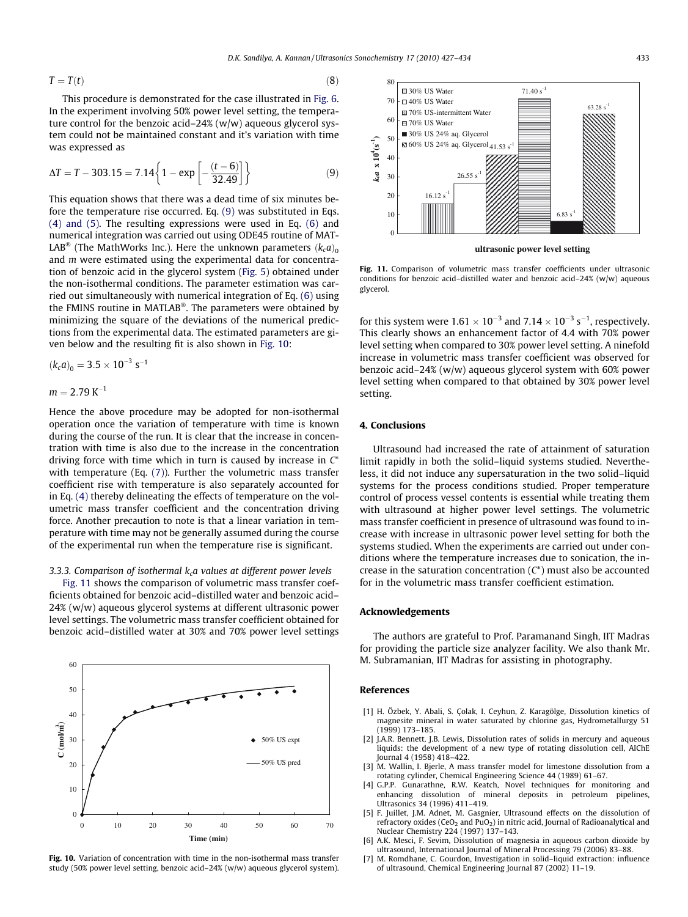$$T = T(t) \tag{8}$$

This procedure is demonstrated for the case illustrated in Fig. 6. In the experiment involving 50% power level setting, the temperature control for the benzoic acid–24% (w/w) aqueous glycerol system could not be maintained constant and it's variation with time was expressed as

$$\Delta T = T - 303.15 = 7.14\left\{1 - \exp\left[-\frac{(t-6)}{32.49}\right]\right\} \tag{9}$$

This equation shows that there was a dead time of six minutes before the temperature rise occurred. Eq. (9) was substituted in Eqs. (4) and (5). The resulting expressions were used in Eq. (6) and numerical integration was carried out using ODE45 routine of MATLAB® (The MathWorks Inc.). Here the unknown parameters $(k_c a)_0$ and $m$ were estimated using the experimental data for concentration of benzoic acid in the glycerol system (Fig. 5) obtained under the non-isothermal conditions. The parameter estimation was carried out simultaneously with numerical integration of Eq. (6) using the FMINS routine in MATLAB®. The parameters were obtained by minimizing the square of the deviations of the numerical predictions from the experimental data. The estimated parameters are given below and the resulting fit is also shown in Fig. 10:

$$(k_c a)_0 = 3.5 \times 10^{-3}\ \text{s}^{-1}$$

$$m = 2.79\ \text{K}^{-1}$$

Hence the above procedure may be adopted for non-isothermal operation once the variation of temperature with time is known during the course of the run. It is clear that the increase in concentration with time is also due to the increase in the concentration driving force with time which in turn is caused by increase in $C^*$ with temperature (Eq. (7)). Further the volumetric mass transfer coefficient rise with temperature is also separately accounted for in Eq. (4) thereby delineating the effects of temperature on the volumetric mass transfer coefficient and the concentration driving force. Another precaution to note is that a linear variation in temperature with time may not be generally assumed during the course of the experimental run when the temperature rise is significant.

### 3.3.3. Comparison of isothermal $k_c a$ values at different power levels

Fig. 11 shows the comparison of volumetric mass transfer coefficients obtained for benzoic acid–distilled water and benzoic acid–24% (w/w) aqueous glycerol systems at different ultrasonic power level settings. The volumetric mass transfer coefficient obtained for benzoic acid–distilled water at 30% and 70% power level settings for this system were $1.61 \times 10^{-3}$ and $7.14 \times 10^{-3}\ \text{s}^{-1}$, respectively. This clearly shows an enhancement factor of 4.4 with 70% power level setting when compared to 30% power level setting. A ninefold increase in volumetric mass transfer coefficient was observed for benzoic acid–24% (w/w) aqueous glycerol system with 60% power level setting when compared to that obtained by 30% power level setting.

Fig. 10. Variation of concentration with time in the non-isothermal mass transfer study (50% power level setting, benzoic acid–24% (w/w) aqueous glycerol system).

Fig. 11. Comparison of volumetric mass transfer coefficients under ultrasonic conditions for benzoic acid–distilled water and benzoic acid–24% (w/w) aqueous glycerol.

## 4. Conclusions

Ultrasound had increased the rate of attainment of saturation limit rapidly in both the solid–liquid systems studied. Nevertheless, it did not induce any supersaturation in the two solid–liquid systems for the process conditions studied. Proper temperature control of process vessel contents is essential while treating them with ultrasound at higher power level settings. The volumetric mass transfer coefficient in presence of ultrasound was found to increase with increase in ultrasonic power level setting for both the systems studied. When the experiments are carried out under conditions where the temperature increases due to sonication, the increase in the saturation concentration ($C^*$) must also be accounted for in the volumetric mass transfer coefficient estimation.

## Acknowledgements

The authors are grateful to Prof. Paramanand Singh, IIT Madras for providing the particle size analyzer facility. We also thank Mr. M. Subramanian, IIT Madras for assisting in photography.

## References

[1] H. Özbek, Y. Abali, S. Çolak, I. Ceyhun, Z. Karagölge, Dissolution kinetics of magnesite mineral in water saturated by chlorine gas, Hydrometallurgy 51 (1999) 173–185.

[2] J.A.R. Bennett, J.B. Lewis, Dissolution rates of solids in mercury and aqueous liquids: the development of a new type of rotating dissolution cell, AIChE Journal 4 (1958) 418–422.

[3] M. Wallin, I. Bjerle, A mass transfer model for limestone dissolution from a rotating cylinder, Chemical Engineering Science 44 (1989) 61–67.

[4] G.P.P. Gunarathne, R.W. Keatch, Novel techniques for monitoring and enhancing dissolution of mineral deposits in petroleum pipelines, Ultrasonics 34 (1996) 411–419.

[5] F. Juillet, J.M. Adnet, M. Gasgnier, Ultrasound effects on the dissolution of refractory oxides ($CeO_2$ and $PuO_2$) in nitric acid, Journal of Radioanalytical and Nuclear Chemistry 224 (1997) 137–143.

[6] A.K. Mesci, F. Sevim, Dissolution of magnesia in aqueous carbon dioxide by ultrasound, International Journal of Mineral Processing 79 (2006) 83–88.

[7] M. Romdhane, C. Gourdon, Investigation in solid–liquid extraction: influence of ultrasound, Chemical Engineering Journal 87 (2002) 11–19.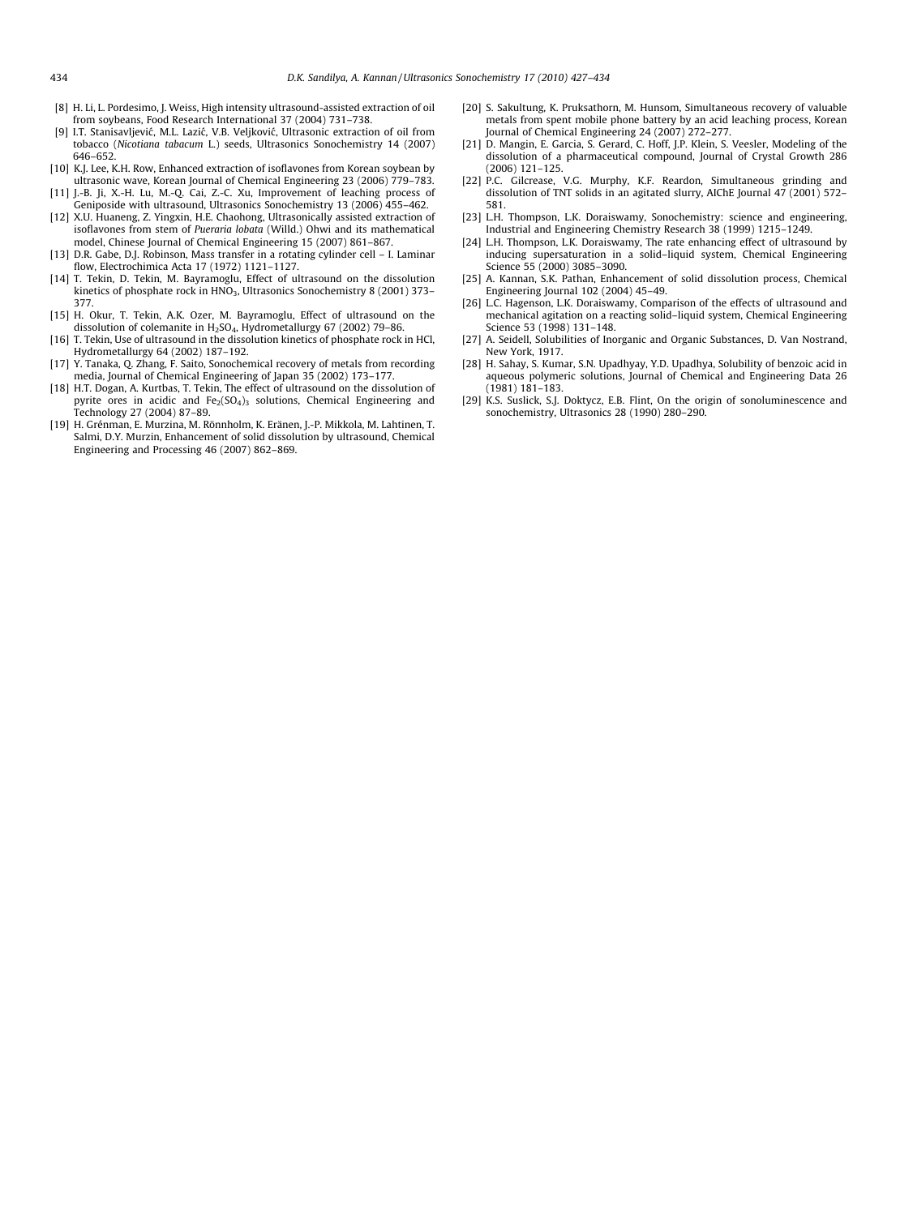[8] H. Li, L. Pordesimo, J. Weiss, High intensity ultrasound-assisted extraction of oil from soybeans, Food Research International 37 (2004) 731–738.

[9] I.T. Stanisavljević, M.L. Lazić, V.B. Veljković, Ultrasonic extraction of oil from tobacco (*Nicotiana tabacum* L.) seeds, Ultrasonics Sonochemistry 14 (2007) 646–652.

[10] K.J. Lee, K.H. Row, Enhanced extraction of isoflavones from Korean soybean by ultrasonic wave, Korean Journal of Chemical Engineering 23 (2006) 779–783.

[11] J.-B. Ji, X.-H. Lu, M.-Q. Cai, Z.-C. Xu, Improvement of leaching process of Geniposide with ultrasound, Ultrasonics Sonochemistry 13 (2006) 455–462.

[12] X.U. Huaneng, Z. Yingxin, H.E. Chaohong, Ultrasonically assisted extraction of isoflavones from stem of *Pueraria lobata* (Willd.) Ohwi and its mathematical model, Chinese Journal of Chemical Engineering 15 (2007) 861–867.

[13] D.R. Gabe, D.J. Robinson, Mass transfer in a rotating cylinder cell – I. Laminar flow, Electrochimica Acta 17 (1972) 1121–1127.

[14] T. Tekin, D. Tekin, M. Bayramoglu, Effect of ultrasound on the dissolution kinetics of phosphate rock in $HNO_3$, Ultrasonics Sonochemistry 8 (2001) 373–377.

[15] H. Okur, T. Tekin, A.K. Ozer, M. Bayramoglu, Effect of ultrasound on the dissolution of colemanite in $H_2SO_4$, Hydrometallurgy 67 (2002) 79–86.

[16] T. Tekin, Use of ultrasound in the dissolution kinetics of phosphate rock in HCl, Hydrometallurgy 64 (2002) 187–192.

[17] Y. Tanaka, Q. Zhang, F. Saito, Sonochemical recovery of metals from recording media, Journal of Chemical Engineering of Japan 35 (2002) 173–177.

[18] H.T. Dogan, A. Kurtbas, T. Tekin, The effect of ultrasound on the dissolution of pyrite ores in acidic and $Fe_2(SO_4)_3$ solutions, Chemical Engineering and Technology 27 (2004) 87–89.

[19] H. Grénman, E. Murzina, M. Rönnholm, K. Eränen, J.-P. Mikkola, M. Lahtinen, T. Salmi, D.Y. Murzin, Enhancement of solid dissolution by ultrasound, Chemical Engineering and Processing 46 (2007) 862–869.

[20] S. Sakultung, K. Pruksathorn, M. Hunsom, Simultaneous recovery of valuable metals from spent mobile phone battery by an acid leaching process, Korean Journal of Chemical Engineering 24 (2007) 272–277.

[21] D. Mangin, E. Garcia, S. Gerard, C. Hoff, J.P. Klein, S. Veesler, Modeling of the dissolution of a pharmaceutical compound, Journal of Crystal Growth 286 (2006) 121–125.

[22] P.C. Gilcrease, V.G. Murphy, K.F. Reardon, Simultaneous grinding and dissolution of TNT solids in an agitated slurry, AIChE Journal 47 (2001) 572–581.

[23] L.H. Thompson, L.K. Doraiswamy, Sonochemistry: science and engineering, Industrial and Engineering Chemistry Research 38 (1999) 1215–1249.

[24] L.H. Thompson, L.K. Doraiswamy, The rate enhancing effect of ultrasound by inducing supersaturation in a solid–liquid system, Chemical Engineering Science 55 (2000) 3085–3090.

[25] A. Kannan, S.K. Pathan, Enhancement of solid dissolution process, Chemical Engineering Journal 102 (2004) 45–49.

[26] L.C. Hagenson, L.K. Doraiswamy, Comparison of the effects of ultrasound and mechanical agitation on a reacting solid–liquid system, Chemical Engineering Science 53 (1998) 131–148.

[27] A. Seidell, Solubilities of Inorganic and Organic Substances, D. Van Nostrand, New York, 1917.

[28] H. Sahay, S. Kumar, S.N. Upadhyay, Y.D. Upadhya, Solubility of benzoic acid in aqueous polymeric solutions, Journal of Chemical and Engineering Data 26 (1981) 181–183.

[29] K.S. Suslick, S.J. Doktycz, E.B. Flint, On the origin of sonoluminescence and sonochemistry, Ultrasonics 28 (1990) 280–290.